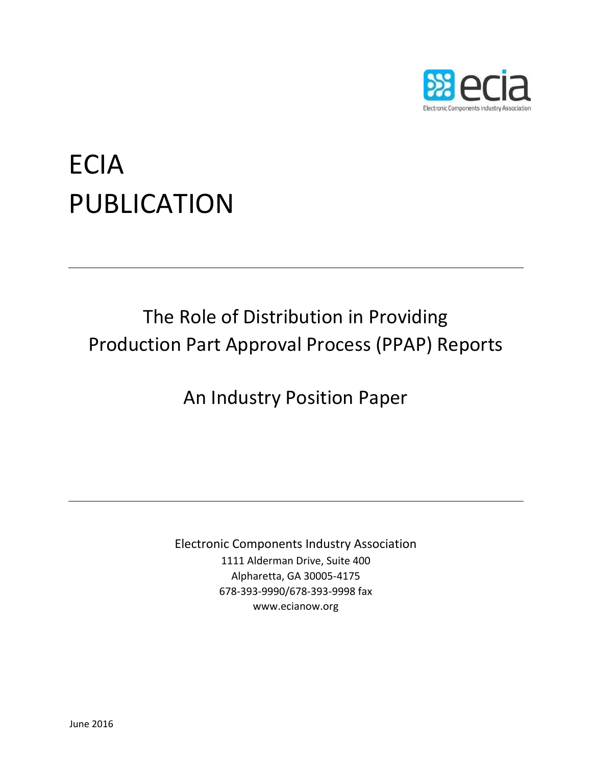ecia

Electronic Components Industry Association

# ECIA PUBLICATION

---

## The Role of Distribution in Providing Production Part Approval Process (PPAP) Reports

## An Industry Position Paper

---

Electronic Components Industry Association
1111 Alderman Drive, Suite 400
Alpharetta, GA 30005-4175
678-393-9990/678-393-9998 fax
www.ecianow.org

June 2016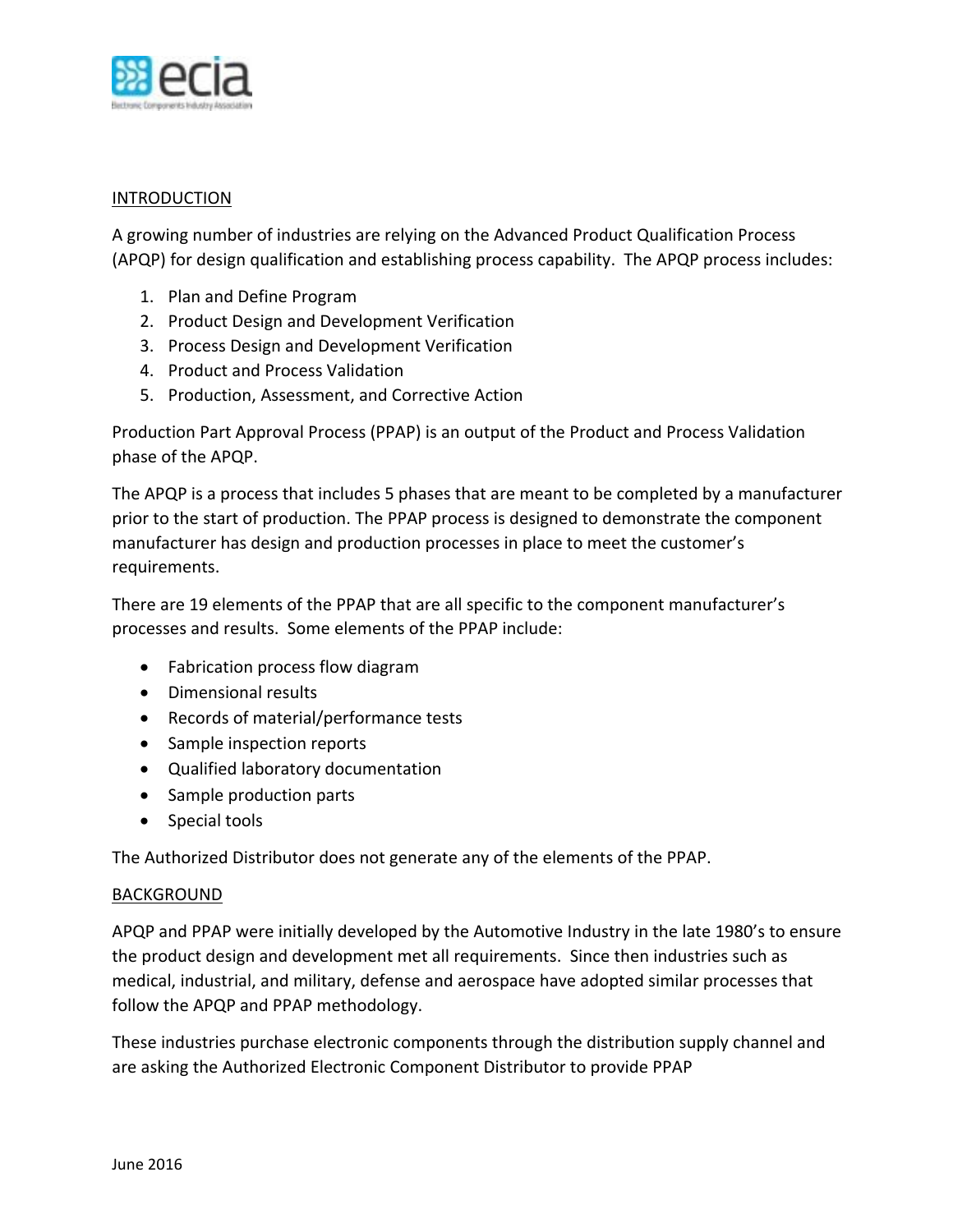## INTRODUCTION

A growing number of industries are relying on the Advanced Product Qualification Process (APQP) for design qualification and establishing process capability. The APQP process includes:

1. Plan and Define Program
2. Product Design and Development Verification
3. Process Design and Development Verification
4. Product and Process Validation
5. Production, Assessment, and Corrective Action

Production Part Approval Process (PPAP) is an output of the Product and Process Validation phase of the APQP.

The APQP is a process that includes 5 phases that are meant to be completed by a manufacturer prior to the start of production. The PPAP process is designed to demonstrate the component manufacturer has design and production processes in place to meet the customer's requirements.

There are 19 elements of the PPAP that are all specific to the component manufacturer's processes and results. Some elements of the PPAP include:

- Fabrication process flow diagram
- Dimensional results
- Records of material/performance tests
- Sample inspection reports
- Qualified laboratory documentation
- Sample production parts
- Special tools

The Authorized Distributor does not generate any of the elements of the PPAP.

## BACKGROUND

APQP and PPAP were initially developed by the Automotive Industry in the late 1980's to ensure the product design and development met all requirements. Since then industries such as medical, industrial, and military, defense and aerospace have adopted similar processes that follow the APQP and PPAP methodology.

These industries purchase electronic components through the distribution supply channel and are asking the Authorized Electronic Component Distributor to provide PPAP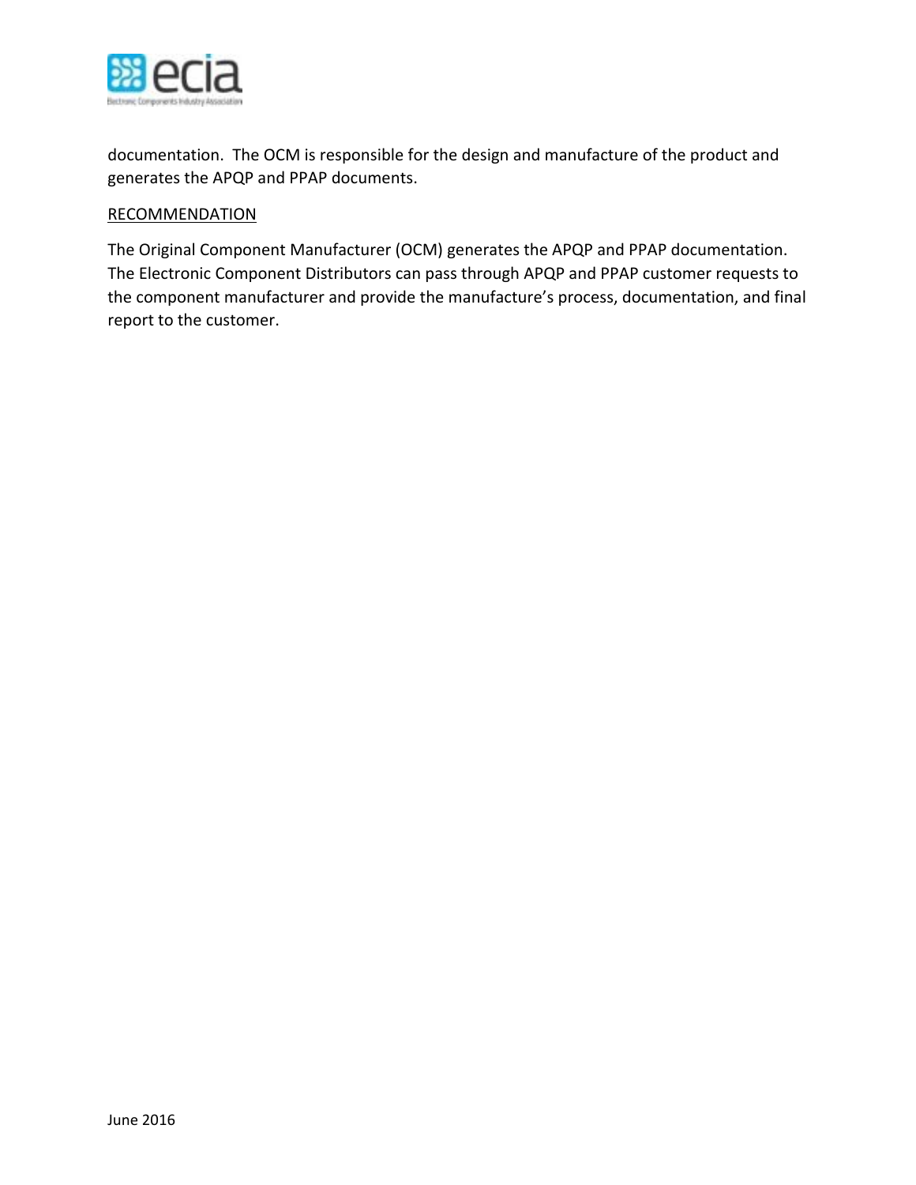documentation. The OCM is responsible for the design and manufacture of the product and generates the APQP and PPAP documents.

RECOMMENDATION

The Original Component Manufacturer (OCM) generates the APQP and PPAP documentation. The Electronic Component Distributors can pass through APQP and PPAP customer requests to the component manufacturer and provide the manufacture's process, documentation, and final report to the customer.